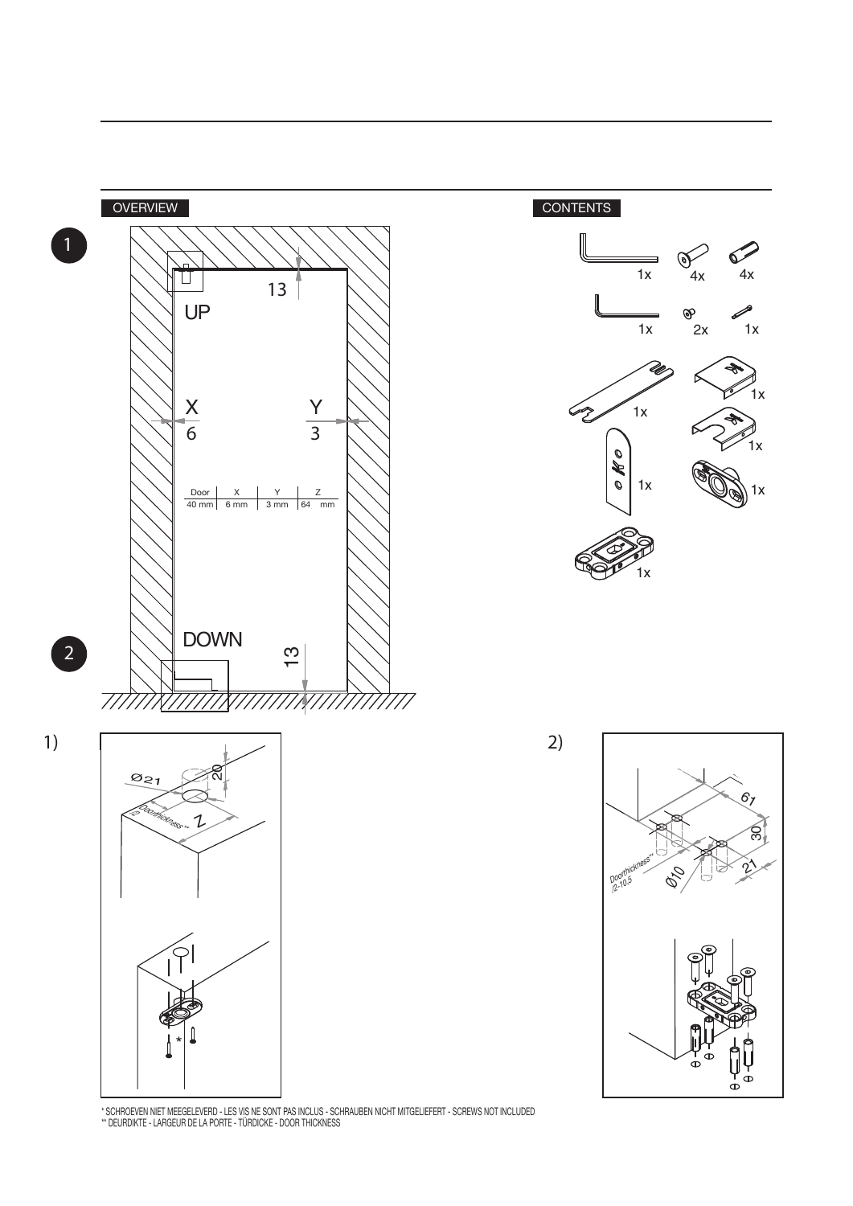OVERVIEW

CONTENTS

| Door | X | Y | Z |
| --- | --- | --- | --- |
| 40 mm | 6 mm | 3 mm | 64 mm |

\* SCHROEVEN NIET MEEGELEVERD - LES VIS NE SONT PAS INCLUS - SCHRAUBEN NICHT MITGELIEFERT - SCREWS NOT INCLUDED
\*\* DEURDIKTE - LARGEUR DE LA PORTE - TÜRDICKE - DOOR THICKNESS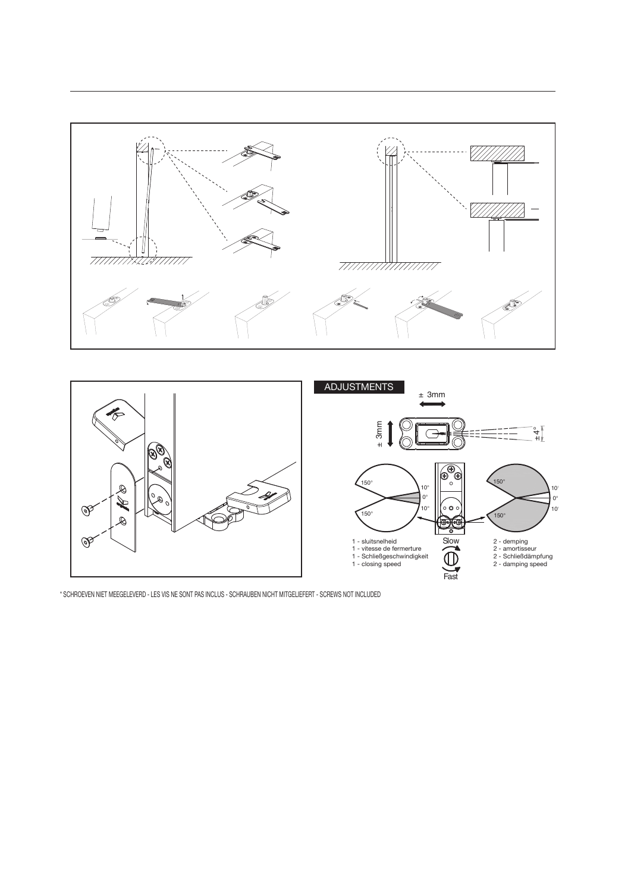ADJUSTMENTS

± 3mm

± 3mm

± 4°

150°

150°

10°

0°

10°

150°

150°

10°

0°

10°

1 - sluitsnelheid
1 - vitesse de fermerture
1 - Schließgeschwindigkeit
1 - closing speed

Slow

Fast

2 - demping
2 - amortisseur
2 - Schließdämpfung
2 - damping speed

* SCHROEVEN NIET MEEGELEVERD - LES VIS NE SONT PAS INCLUS - SCHRAUBEN NICHT MITGELIEFERT - SCREWS NOT INCLUDED